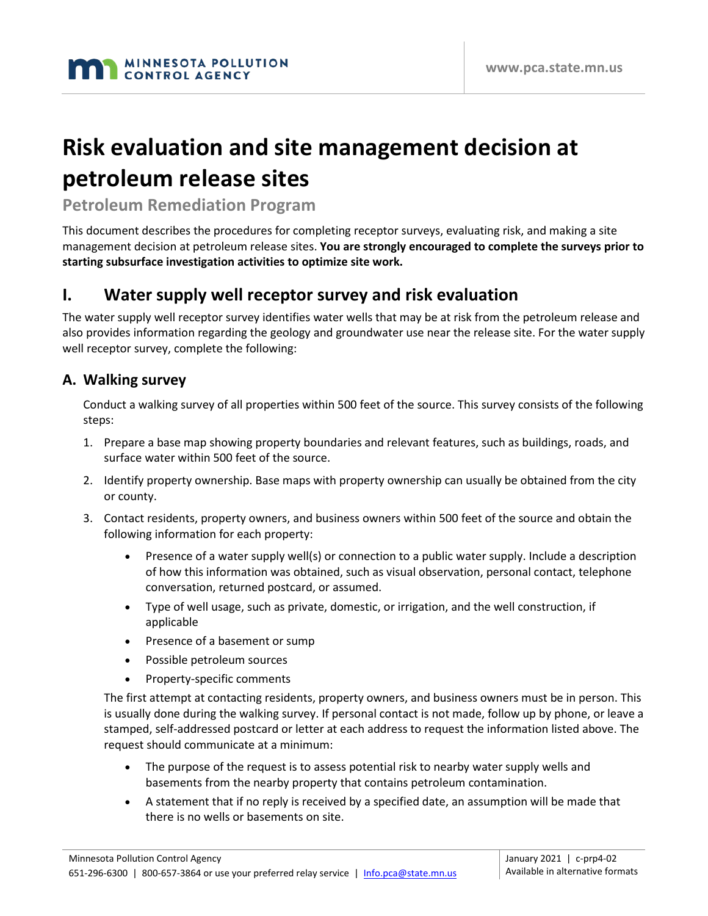# Risk evaluation and site management decision at petroleum release sites

## Petroleum Remediation Program

This document describes the procedures for completing receptor surveys, evaluating risk, and making a site management decision at petroleum release sites. **You are strongly encouraged to complete the surveys prior to starting subsurface investigation activities to optimize site work.**

## I. Water supply well receptor survey and risk evaluation

The water supply well receptor survey identifies water wells that may be at risk from the petroleum release and also provides information regarding the geology and groundwater use near the release site. For the water supply well receptor survey, complete the following:

### A. Walking survey

Conduct a walking survey of all properties within 500 feet of the source. This survey consists of the following steps:

1. Prepare a base map showing property boundaries and relevant features, such as buildings, roads, and surface water within 500 feet of the source.
2. Identify property ownership. Base maps with property ownership can usually be obtained from the city or county.
3. Contact residents, property owners, and business owners within 500 feet of the source and obtain the following information for each property:
    - Presence of a water supply well(s) or connection to a public water supply. Include a description of how this information was obtained, such as visual observation, personal contact, telephone conversation, returned postcard, or assumed.
    - Type of well usage, such as private, domestic, or irrigation, and the well construction, if applicable
    - Presence of a basement or sump
    - Possible petroleum sources
    - Property-specific comments

   The first attempt at contacting residents, property owners, and business owners must be in person. This is usually done during the walking survey. If personal contact is not made, follow up by phone, or leave a stamped, self-addressed postcard or letter at each address to request the information listed above. The request should communicate at a minimum:

    - The purpose of the request is to assess potential risk to nearby water supply wells and basements from the nearby property that contains petroleum contamination.
    - A statement that if no reply is received by a specified date, an assumption will be made that there is no wells or basements on site.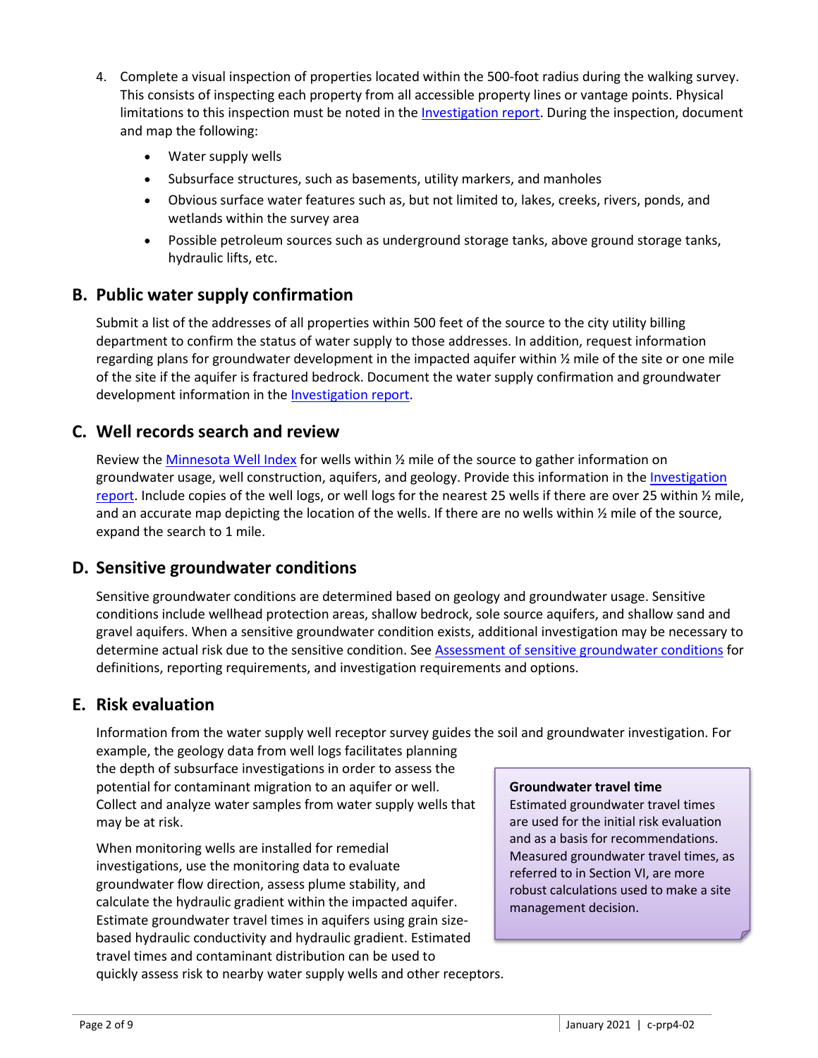4. Complete a visual inspection of properties located within the 500-foot radius during the walking survey. This consists of inspecting each property from all accessible property lines or vantage points. Physical limitations to this inspection must be noted in the Investigation report. During the inspection, document and map the following:
   - Water supply wells
   - Subsurface structures, such as basements, utility markers, and manholes
   - Obvious surface water features such as, but not limited to, lakes, creeks, rivers, ponds, and wetlands within the survey area
   - Possible petroleum sources such as underground storage tanks, above ground storage tanks, hydraulic lifts, etc.

## B. Public water supply confirmation

Submit a list of the addresses of all properties within 500 feet of the source to the city utility billing department to confirm the status of water supply to those addresses. In addition, request information regarding plans for groundwater development in the impacted aquifer within ½ mile of the site or one mile of the site if the aquifer is fractured bedrock. Document the water supply confirmation and groundwater development information in the Investigation report.

## C. Well records search and review

Review the Minnesota Well Index for wells within ½ mile of the source to gather information on groundwater usage, well construction, aquifers, and geology. Provide this information in the Investigation report. Include copies of the well logs, or well logs for the nearest 25 wells if there are over 25 within ½ mile, and an accurate map depicting the location of the wells. If there are no wells within ½ mile of the source, expand the search to 1 mile.

## D. Sensitive groundwater conditions

Sensitive groundwater conditions are determined based on geology and groundwater usage. Sensitive conditions include wellhead protection areas, shallow bedrock, sole source aquifers, and shallow sand and gravel aquifers. When a sensitive groundwater condition exists, additional investigation may be necessary to determine actual risk due to the sensitive condition. See Assessment of sensitive groundwater conditions for definitions, reporting requirements, and investigation requirements and options.

## E. Risk evaluation

Information from the water supply well receptor survey guides the soil and groundwater investigation. For example, the geology data from well logs facilitates planning the depth of subsurface investigations in order to assess the potential for contaminant migration to an aquifer or well. Collect and analyze water samples from water supply wells that may be at risk.

When monitoring wells are installed for remedial investigations, use the monitoring data to evaluate groundwater flow direction, assess plume stability, and calculate the hydraulic gradient within the impacted aquifer. Estimate groundwater travel times in aquifers using grain size-based hydraulic conductivity and hydraulic gradient. Estimated travel times and contaminant distribution can be used to quickly assess risk to nearby water supply wells and other receptors.

> **Groundwater travel time**
> Estimated groundwater travel times are used for the initial risk evaluation and as a basis for recommendations. Measured groundwater travel times, as referred to in Section VI, are more robust calculations used to make a site management decision.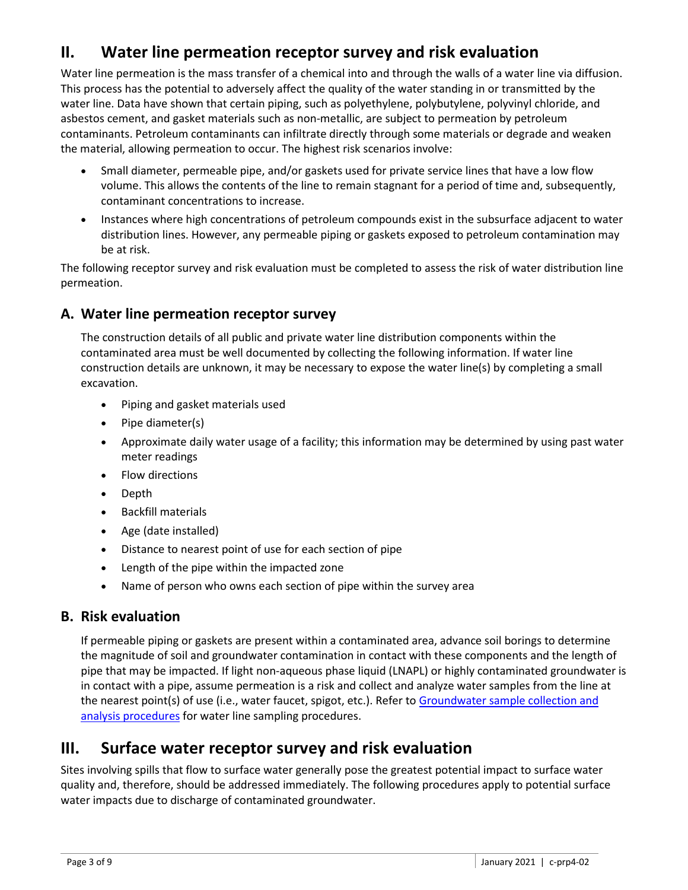## II. Water line permeation receptor survey and risk evaluation

Water line permeation is the mass transfer of a chemical into and through the walls of a water line via diffusion. This process has the potential to adversely affect the quality of the water standing in or transmitted by the water line. Data have shown that certain piping, such as polyethylene, polybutylene, polyvinyl chloride, and asbestos cement, and gasket materials such as non-metallic, are subject to permeation by petroleum contaminants. Petroleum contaminants can infiltrate directly through some materials or degrade and weaken the material, allowing permeation to occur. The highest risk scenarios involve:

- Small diameter, permeable pipe, and/or gaskets used for private service lines that have a low flow volume. This allows the contents of the line to remain stagnant for a period of time and, subsequently, contaminant concentrations to increase.
- Instances where high concentrations of petroleum compounds exist in the subsurface adjacent to water distribution lines. However, any permeable piping or gaskets exposed to petroleum contamination may be at risk.

The following receptor survey and risk evaluation must be completed to assess the risk of water distribution line permeation.

### A. Water line permeation receptor survey

The construction details of all public and private water line distribution components within the contaminated area must be well documented by collecting the following information. If water line construction details are unknown, it may be necessary to expose the water line(s) by completing a small excavation.

- Piping and gasket materials used
- Pipe diameter(s)
- Approximate daily water usage of a facility; this information may be determined by using past water meter readings
- Flow directions
- Depth
- Backfill materials
- Age (date installed)
- Distance to nearest point of use for each section of pipe
- Length of the pipe within the impacted zone
- Name of person who owns each section of pipe within the survey area

### B. Risk evaluation

If permeable piping or gaskets are present within a contaminated area, advance soil borings to determine the magnitude of soil and groundwater contamination in contact with these components and the length of pipe that may be impacted. If light non-aqueous phase liquid (LNAPL) or highly contaminated groundwater is in contact with a pipe, assume permeation is a risk and collect and analyze water samples from the line at the nearest point(s) of use (i.e., water faucet, spigot, etc.). Refer to Groundwater sample collection and analysis procedures for water line sampling procedures.

## III. Surface water receptor survey and risk evaluation

Sites involving spills that flow to surface water generally pose the greatest potential impact to surface water quality and, therefore, should be addressed immediately. The following procedures apply to potential surface water impacts due to discharge of contaminated groundwater.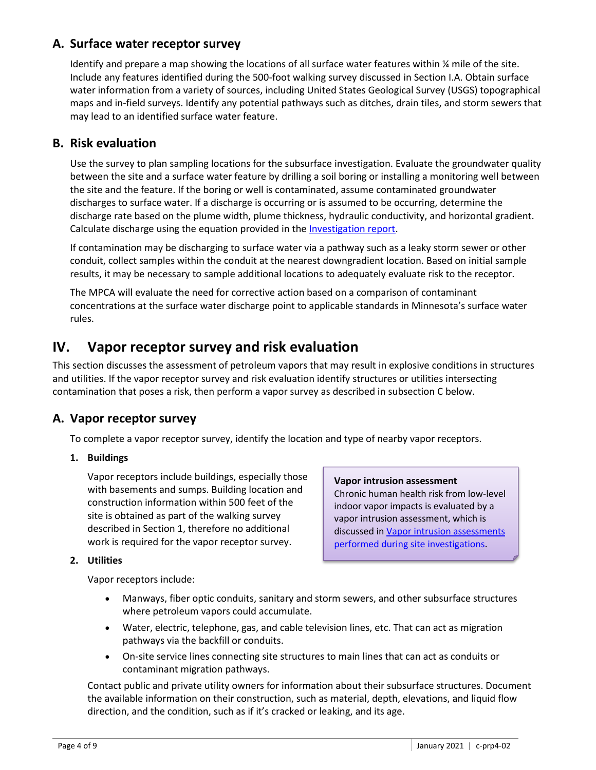## A. Surface water receptor survey

Identify and prepare a map showing the locations of all surface water features within ¼ mile of the site. Include any features identified during the 500-foot walking survey discussed in Section I.A. Obtain surface water information from a variety of sources, including United States Geological Survey (USGS) topographical maps and in-field surveys. Identify any potential pathways such as ditches, drain tiles, and storm sewers that may lead to an identified surface water feature.

## B. Risk evaluation

Use the survey to plan sampling locations for the subsurface investigation. Evaluate the groundwater quality between the site and a surface water feature by drilling a soil boring or installing a monitoring well between the site and the feature. If the boring or well is contaminated, assume contaminated groundwater discharges to surface water. If a discharge is occurring or is assumed to be occurring, determine the discharge rate based on the plume width, plume thickness, hydraulic conductivity, and horizontal gradient. Calculate discharge using the equation provided in the Investigation report.

If contamination may be discharging to surface water via a pathway such as a leaky storm sewer or other conduit, collect samples within the conduit at the nearest downgradient location. Based on initial sample results, it may be necessary to sample additional locations to adequately evaluate risk to the receptor.

The MPCA will evaluate the need for corrective action based on a comparison of contaminant concentrations at the surface water discharge point to applicable standards in Minnesota's surface water rules.

# IV. Vapor receptor survey and risk evaluation

This section discusses the assessment of petroleum vapors that may result in explosive conditions in structures and utilities. If the vapor receptor survey and risk evaluation identify structures or utilities intersecting contamination that poses a risk, then perform a vapor survey as described in subsection C below.

## A. Vapor receptor survey

To complete a vapor receptor survey, identify the location and type of nearby vapor receptors.

### 1. Buildings

Vapor receptors include buildings, especially those with basements and sumps. Building location and construction information within 500 feet of the site is obtained as part of the walking survey described in Section 1, therefore no additional work is required for the vapor receptor survey.

> **Vapor intrusion assessment**
> Chronic human health risk from low-level indoor vapor impacts is evaluated by a vapor intrusion assessment, which is discussed in Vapor intrusion assessments performed during site investigations.

### 2. Utilities

Vapor receptors include:

- Manways, fiber optic conduits, sanitary and storm sewers, and other subsurface structures where petroleum vapors could accumulate.
- Water, electric, telephone, gas, and cable television lines, etc. That can act as migration pathways via the backfill or conduits.
- On-site service lines connecting site structures to main lines that can act as conduits or contaminant migration pathways.

Contact public and private utility owners for information about their subsurface structures. Document the available information on their construction, such as material, depth, elevations, and liquid flow direction, and the condition, such as if it's cracked or leaking, and its age.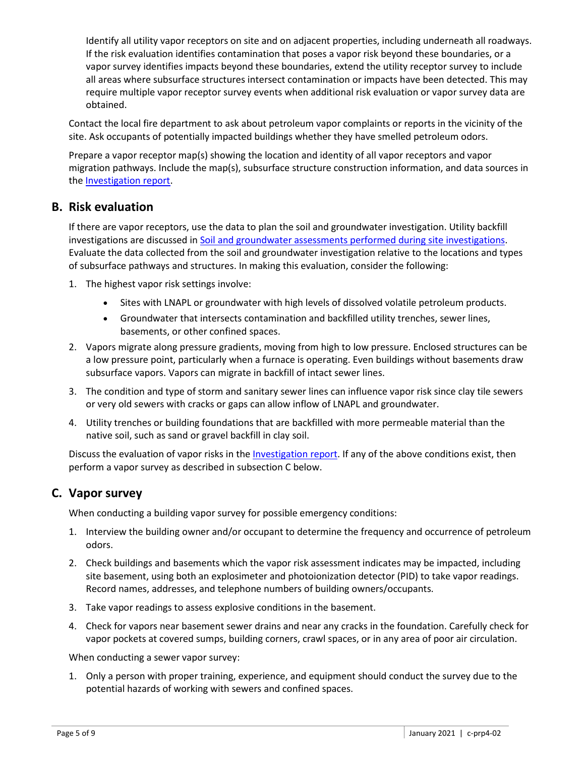Identify all utility vapor receptors on site and on adjacent properties, including underneath all roadways. If the risk evaluation identifies contamination that poses a vapor risk beyond these boundaries, or a vapor survey identifies impacts beyond these boundaries, extend the utility receptor survey to include all areas where subsurface structures intersect contamination or impacts have been detected. This may require multiple vapor receptor survey events when additional risk evaluation or vapor survey data are obtained.

Contact the local fire department to ask about petroleum vapor complaints or reports in the vicinity of the site. Ask occupants of potentially impacted buildings whether they have smelled petroleum odors.

Prepare a vapor receptor map(s) showing the location and identity of all vapor receptors and vapor migration pathways. Include the map(s), subsurface structure construction information, and data sources in the Investigation report.

## B. Risk evaluation

If there are vapor receptors, use the data to plan the soil and groundwater investigation. Utility backfill investigations are discussed in Soil and groundwater assessments performed during site investigations. Evaluate the data collected from the soil and groundwater investigation relative to the locations and types of subsurface pathways and structures. In making this evaluation, consider the following:

1. The highest vapor risk settings involve:
   - Sites with LNAPL or groundwater with high levels of dissolved volatile petroleum products.
   - Groundwater that intersects contamination and backfilled utility trenches, sewer lines, basements, or other confined spaces.
2. Vapors migrate along pressure gradients, moving from high to low pressure. Enclosed structures can be a low pressure point, particularly when a furnace is operating. Even buildings without basements draw subsurface vapors. Vapors can migrate in backfill of intact sewer lines.
3. The condition and type of storm and sanitary sewer lines can influence vapor risk since clay tile sewers or very old sewers with cracks or gaps can allow inflow of LNAPL and groundwater.
4. Utility trenches or building foundations that are backfilled with more permeable material than the native soil, such as sand or gravel backfill in clay soil.

Discuss the evaluation of vapor risks in the Investigation report. If any of the above conditions exist, then perform a vapor survey as described in subsection C below.

## C. Vapor survey

When conducting a building vapor survey for possible emergency conditions:

1. Interview the building owner and/or occupant to determine the frequency and occurrence of petroleum odors.
2. Check buildings and basements which the vapor risk assessment indicates may be impacted, including site basement, using both an explosimeter and photoionization detector (PID) to take vapor readings. Record names, addresses, and telephone numbers of building owners/occupants.
3. Take vapor readings to assess explosive conditions in the basement.
4. Check for vapors near basement sewer drains and near any cracks in the foundation. Carefully check for vapor pockets at covered sumps, building corners, crawl spaces, or in any area of poor air circulation.

When conducting a sewer vapor survey:

1. Only a person with proper training, experience, and equipment should conduct the survey due to the potential hazards of working with sewers and confined spaces.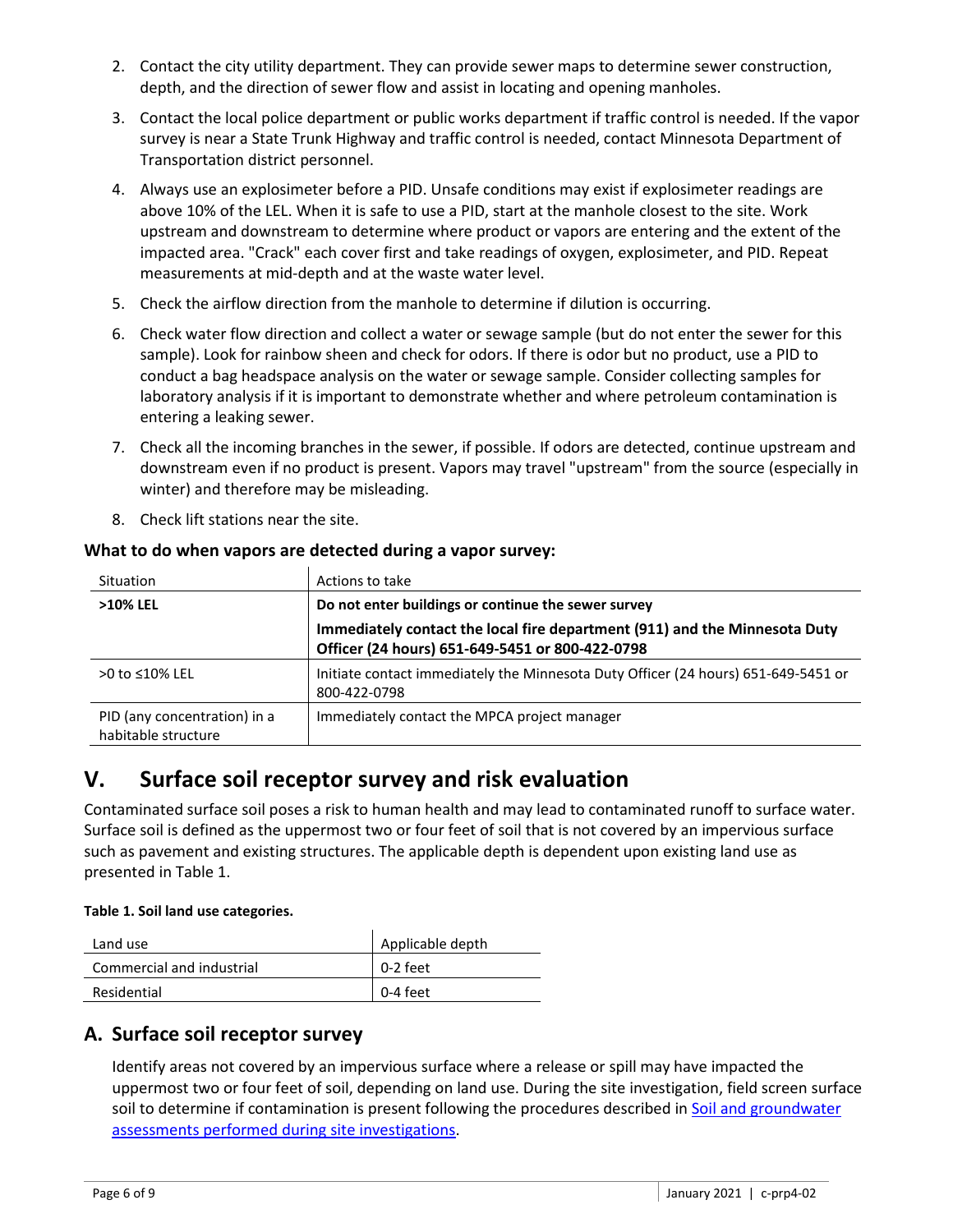2. Contact the city utility department. They can provide sewer maps to determine sewer construction, depth, and the direction of sewer flow and assist in locating and opening manholes.
3. Contact the local police department or public works department if traffic control is needed. If the vapor survey is near a State Trunk Highway and traffic control is needed, contact Minnesota Department of Transportation district personnel.
4. Always use an explosimeter before a PID. Unsafe conditions may exist if explosimeter readings are above 10% of the LEL. When it is safe to use a PID, start at the manhole closest to the site. Work upstream and downstream to determine where product or vapors are entering and the extent of the impacted area. "Crack" each cover first and take readings of oxygen, explosimeter, and PID. Repeat measurements at mid-depth and at the waste water level.
5. Check the airflow direction from the manhole to determine if dilution is occurring.
6. Check water flow direction and collect a water or sewage sample (but do not enter the sewer for this sample). Look for rainbow sheen and check for odors. If there is odor but no product, use a PID to conduct a bag headspace analysis on the water or sewage sample. Consider collecting samples for laboratory analysis if it is important to demonstrate whether and where petroleum contamination is entering a leaking sewer.
7. Check all the incoming branches in the sewer, if possible. If odors are detected, continue upstream and downstream even if no product is present. Vapors may travel "upstream" from the source (especially in winter) and therefore may be misleading.
8. Check lift stations near the site.

**What to do when vapors are detected during a vapor survey:**

| Situation | Actions to take |
|---|---|
| **>10% LEL** | **Do not enter buildings or continue the sewer survey**<br>**Immediately contact the local fire department (911) and the Minnesota Duty Officer (24 hours) 651-649-5451 or 800-422-0798** |
| >0 to ≤10% LEL | Initiate contact immediately the Minnesota Duty Officer (24 hours) 651-649-5451 or 800-422-0798 |
| PID (any concentration) in a habitable structure | Immediately contact the MPCA project manager |

# V. Surface soil receptor survey and risk evaluation

Contaminated surface soil poses a risk to human health and may lead to contaminated runoff to surface water. Surface soil is defined as the uppermost two or four feet of soil that is not covered by an impervious surface such as pavement and existing structures. The applicable depth is dependent upon existing land use as presented in Table 1.

**Table 1. Soil land use categories.**

| Land use | Applicable depth |
|---|---|
| Commercial and industrial | 0-2 feet |
| Residential | 0-4 feet |

## A. Surface soil receptor survey

Identify areas not covered by an impervious surface where a release or spill may have impacted the uppermost two or four feet of soil, depending on land use. During the site investigation, field screen surface soil to determine if contamination is present following the procedures described in Soil and groundwater assessments performed during site investigations.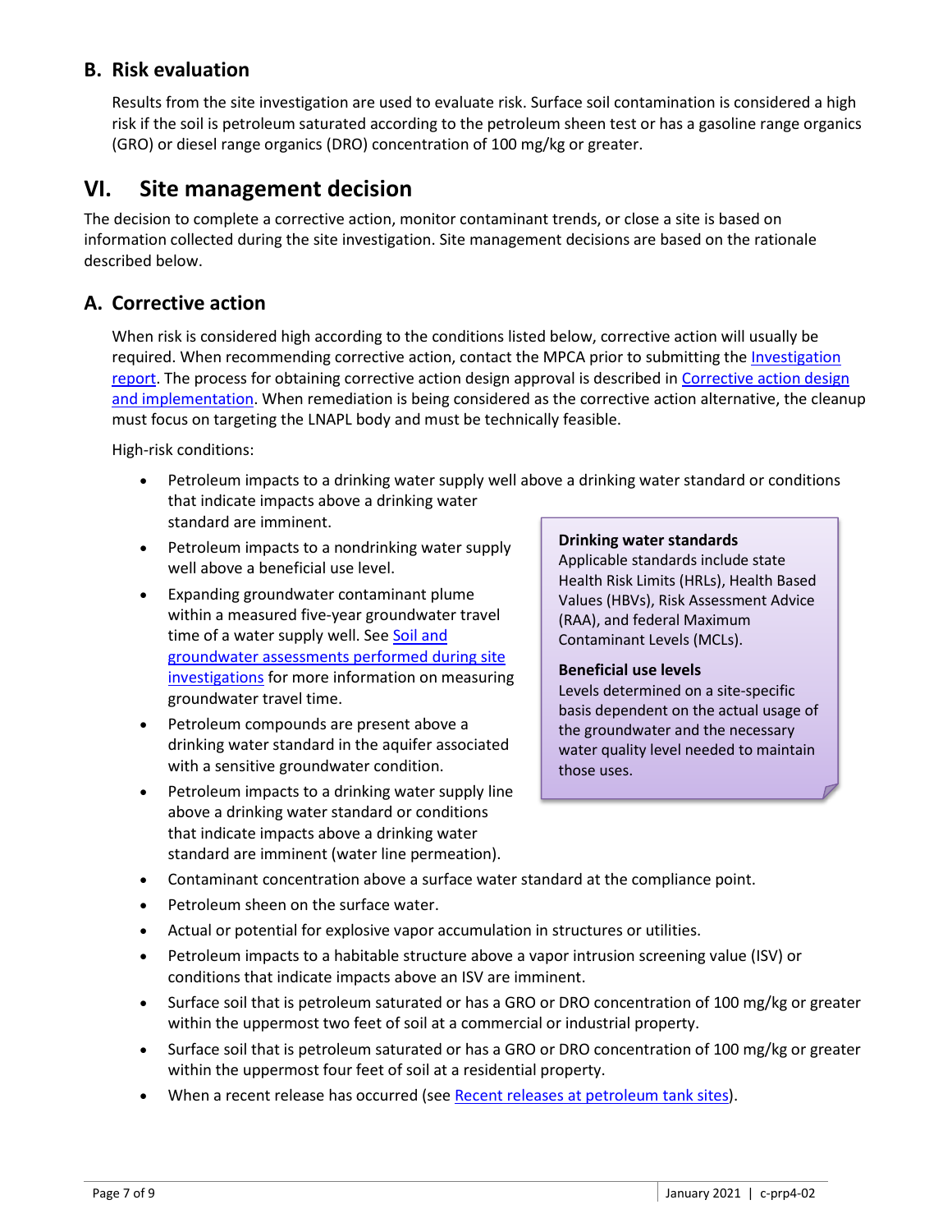## B. Risk evaluation

Results from the site investigation are used to evaluate risk. Surface soil contamination is considered a high risk if the soil is petroleum saturated according to the petroleum sheen test or has a gasoline range organics (GRO) or diesel range organics (DRO) concentration of 100 mg/kg or greater.

# VI. Site management decision

The decision to complete a corrective action, monitor contaminant trends, or close a site is based on information collected during the site investigation. Site management decisions are based on the rationale described below.

## A. Corrective action

When risk is considered high according to the conditions listed below, corrective action will usually be required. When recommending corrective action, contact the MPCA prior to submitting the Investigation report. The process for obtaining corrective action design approval is described in Corrective action design and implementation. When remediation is being considered as the corrective action alternative, the cleanup must focus on targeting the LNAPL body and must be technically feasible.

High-risk conditions:

- Petroleum impacts to a drinking water supply well above a drinking water standard or conditions that indicate impacts above a drinking water standard are imminent.
- Petroleum impacts to a nondrinking water supply well above a beneficial use level.
- Expanding groundwater contaminant plume within a measured five-year groundwater travel time of a water supply well. See Soil and groundwater assessments performed during site investigations for more information on measuring groundwater travel time.
- Petroleum compounds are present above a drinking water standard in the aquifer associated with a sensitive groundwater condition.
- Petroleum impacts to a drinking water supply line above a drinking water standard or conditions that indicate impacts above a drinking water standard are imminent (water line permeation).
- Contaminant concentration above a surface water standard at the compliance point.
- Petroleum sheen on the surface water.
- Actual or potential for explosive vapor accumulation in structures or utilities.
- Petroleum impacts to a habitable structure above a vapor intrusion screening value (ISV) or conditions that indicate impacts above an ISV are imminent.
- Surface soil that is petroleum saturated or has a GRO or DRO concentration of 100 mg/kg or greater within the uppermost two feet of soil at a commercial or industrial property.
- Surface soil that is petroleum saturated or has a GRO or DRO concentration of 100 mg/kg or greater within the uppermost four feet of soil at a residential property.
- When a recent release has occurred (see Recent releases at petroleum tank sites).

**Drinking water standards**
Applicable standards include state Health Risk Limits (HRLs), Health Based Values (HBVs), Risk Assessment Advice (RAA), and federal Maximum Contaminant Levels (MCLs).

**Beneficial use levels**
Levels determined on a site-specific basis dependent on the actual usage of the groundwater and the necessary water quality level needed to maintain those uses.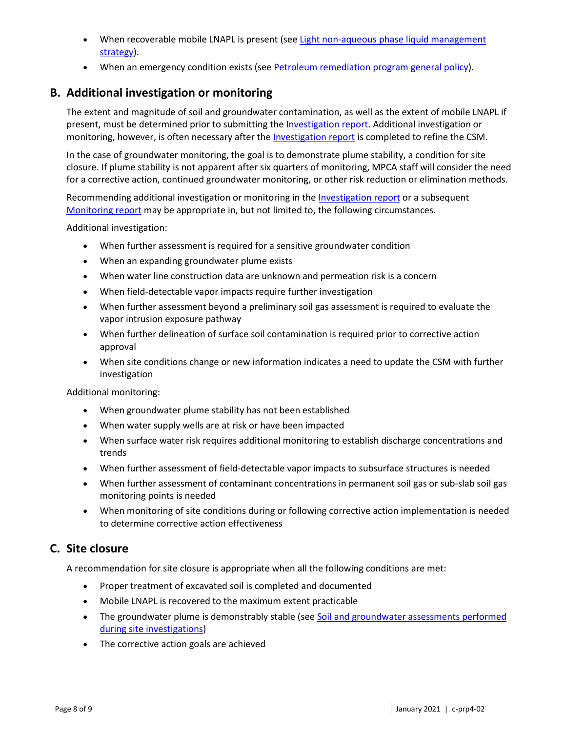- When recoverable mobile LNAPL is present (see [Light non-aqueous phase liquid management strategy]).
- When an emergency condition exists (see [Petroleum remediation program general policy]).

## B. Additional investigation or monitoring

The extent and magnitude of soil and groundwater contamination, as well as the extent of mobile LNAPL if present, must be determined prior to submitting the Investigation report. Additional investigation or monitoring, however, is often necessary after the Investigation report is completed to refine the CSM.

In the case of groundwater monitoring, the goal is to demonstrate plume stability, a condition for site closure. If plume stability is not apparent after six quarters of monitoring, MPCA staff will consider the need for a corrective action, continued groundwater monitoring, or other risk reduction or elimination methods.

Recommending additional investigation or monitoring in the Investigation report or a subsequent Monitoring report may be appropriate in, but not limited to, the following circumstances.

Additional investigation:

- When further assessment is required for a sensitive groundwater condition
- When an expanding groundwater plume exists
- When water line construction data are unknown and permeation risk is a concern
- When field-detectable vapor impacts require further investigation
- When further assessment beyond a preliminary soil gas assessment is required to evaluate the vapor intrusion exposure pathway
- When further delineation of surface soil contamination is required prior to corrective action approval
- When site conditions change or new information indicates a need to update the CSM with further investigation

Additional monitoring:

- When groundwater plume stability has not been established
- When water supply wells are at risk or have been impacted
- When surface water risk requires additional monitoring to establish discharge concentrations and trends
- When further assessment of field-detectable vapor impacts to subsurface structures is needed
- When further assessment of contaminant concentrations in permanent soil gas or sub-slab soil gas monitoring points is needed
- When monitoring of site conditions during or following corrective action implementation is needed to determine corrective action effectiveness

## C. Site closure

A recommendation for site closure is appropriate when all the following conditions are met:

- Proper treatment of excavated soil is completed and documented
- Mobile LNAPL is recovered to the maximum extent practicable
- The groundwater plume is demonstrably stable (see [Soil and groundwater assessments performed during site investigations])
- The corrective action goals are achieved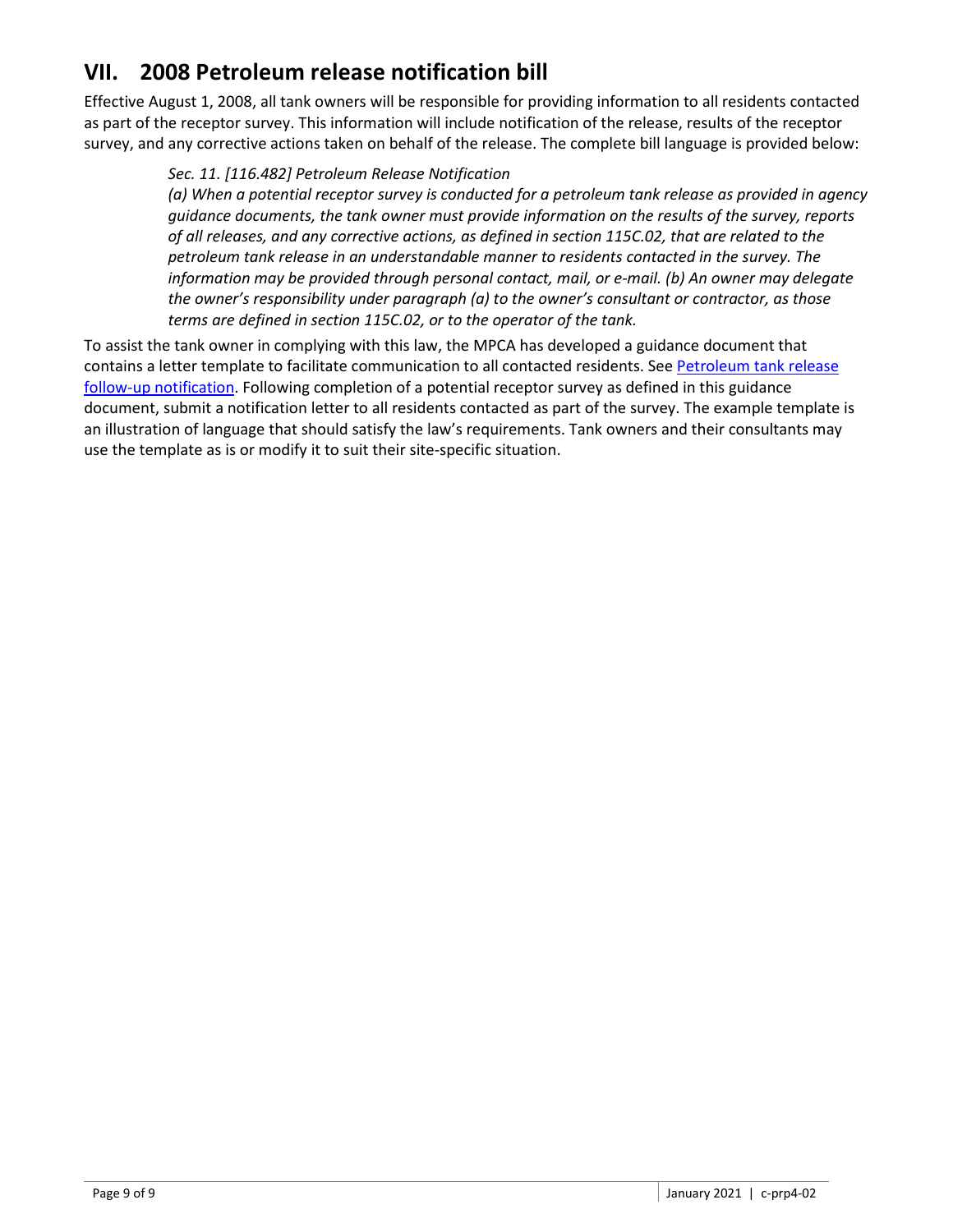## VII. 2008 Petroleum release notification bill

Effective August 1, 2008, all tank owners will be responsible for providing information to all residents contacted as part of the receptor survey. This information will include notification of the release, results of the receptor survey, and any corrective actions taken on behalf of the release. The complete bill language is provided below:

> *Sec. 11. [116.482] Petroleum Release Notification*
>
> *(a) When a potential receptor survey is conducted for a petroleum tank release as provided in agency guidance documents, the tank owner must provide information on the results of the survey, reports of all releases, and any corrective actions, as defined in section 115C.02, that are related to the petroleum tank release in an understandable manner to residents contacted in the survey. The information may be provided through personal contact, mail, or e-mail. (b) An owner may delegate the owner's responsibility under paragraph (a) to the owner's consultant or contractor, as those terms are defined in section 115C.02, or to the operator of the tank.*

To assist the tank owner in complying with this law, the MPCA has developed a guidance document that contains a letter template to facilitate communication to all contacted residents. See Petroleum tank release follow-up notification. Following completion of a potential receptor survey as defined in this guidance document, submit a notification letter to all residents contacted as part of the survey. The example template is an illustration of language that should satisfy the law's requirements. Tank owners and their consultants may use the template as is or modify it to suit their site-specific situation.